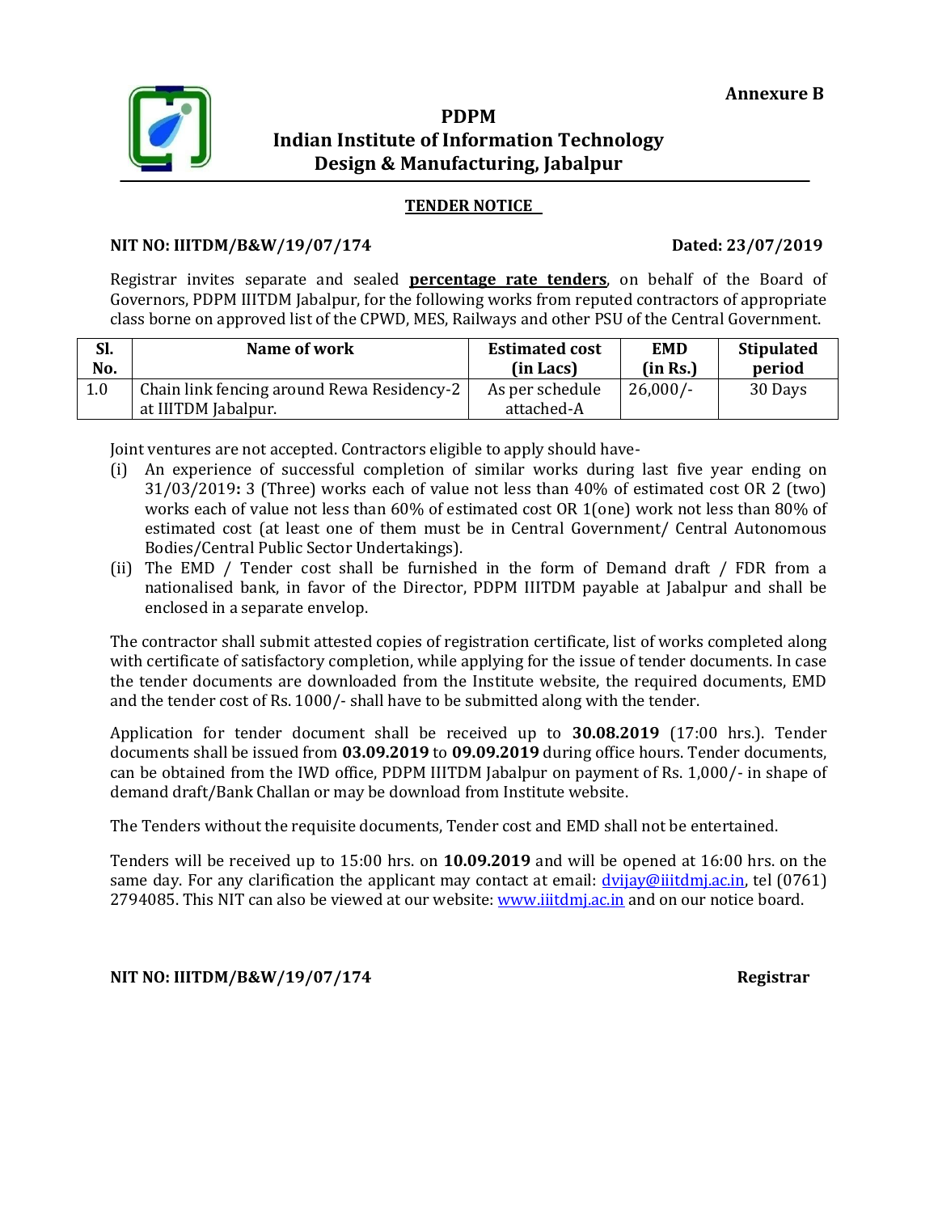**Annexure B**

# PDPM
# Indian Institute of Information Technology Design & Manufacturing, Jabalpur

## TENDER NOTICE

**NIT NO: IIITDM/B&W/19/07/174** **Dated: 23/07/2019**

Registrar invites separate and sealed **percentage rate tenders**, on behalf of the Board of Governors, PDPM IIITDM Jabalpur, for the following works from reputed contractors of appropriate class borne on approved list of the CPWD, MES, Railways and other PSU of the Central Government.

| Sl. No. | Name of work | Estimated cost (in Lacs) | EMD (in Rs.) | Stipulated period |
|---|---|---|---|---|
| 1.0 | Chain link fencing around Rewa Residency-2 at IIITDM Jabalpur. | As per schedule attached-A | 26,000/- | 30 Days |

Joint ventures are not accepted. Contractors eligible to apply should have-

(i) An experience of successful completion of similar works during last five year ending on 31/03/2019**:** 3 (Three) works each of value not less than 40% of estimated cost OR 2 (two) works each of value not less than 60% of estimated cost OR 1(one) work not less than 80% of estimated cost (at least one of them must be in Central Government/ Central Autonomous Bodies/Central Public Sector Undertakings).

(ii) The EMD / Tender cost shall be furnished in the form of Demand draft / FDR from a nationalised bank, in favor of the Director, PDPM IIITDM payable at Jabalpur and shall be enclosed in a separate envelop.

The contractor shall submit attested copies of registration certificate, list of works completed along with certificate of satisfactory completion, while applying for the issue of tender documents. In case the tender documents are downloaded from the Institute website, the required documents, EMD and the tender cost of Rs. 1000/- shall have to be submitted along with the tender.

Application for tender document shall be received up to **30.08.2019** (17:00 hrs.). Tender documents shall be issued from **03.09.2019** to **09.09.2019** during office hours. Tender documents, can be obtained from the IWD office, PDPM IIITDM Jabalpur on payment of Rs. 1,000/- in shape of demand draft/Bank Challan or may be download from Institute website.

The Tenders without the requisite documents, Tender cost and EMD shall not be entertained.

Tenders will be received up to 15:00 hrs. on **10.09.2019** and will be opened at 16:00 hrs. on the same day. For any clarification the applicant may contact at email: dvijay@iiitdmj.ac.in, tel (0761) 2794085. This NIT can also be viewed at our website: www.iiitdmj.ac.in and on our notice board.

**NIT NO: IIITDM/B&W/19/07/174** **Registrar**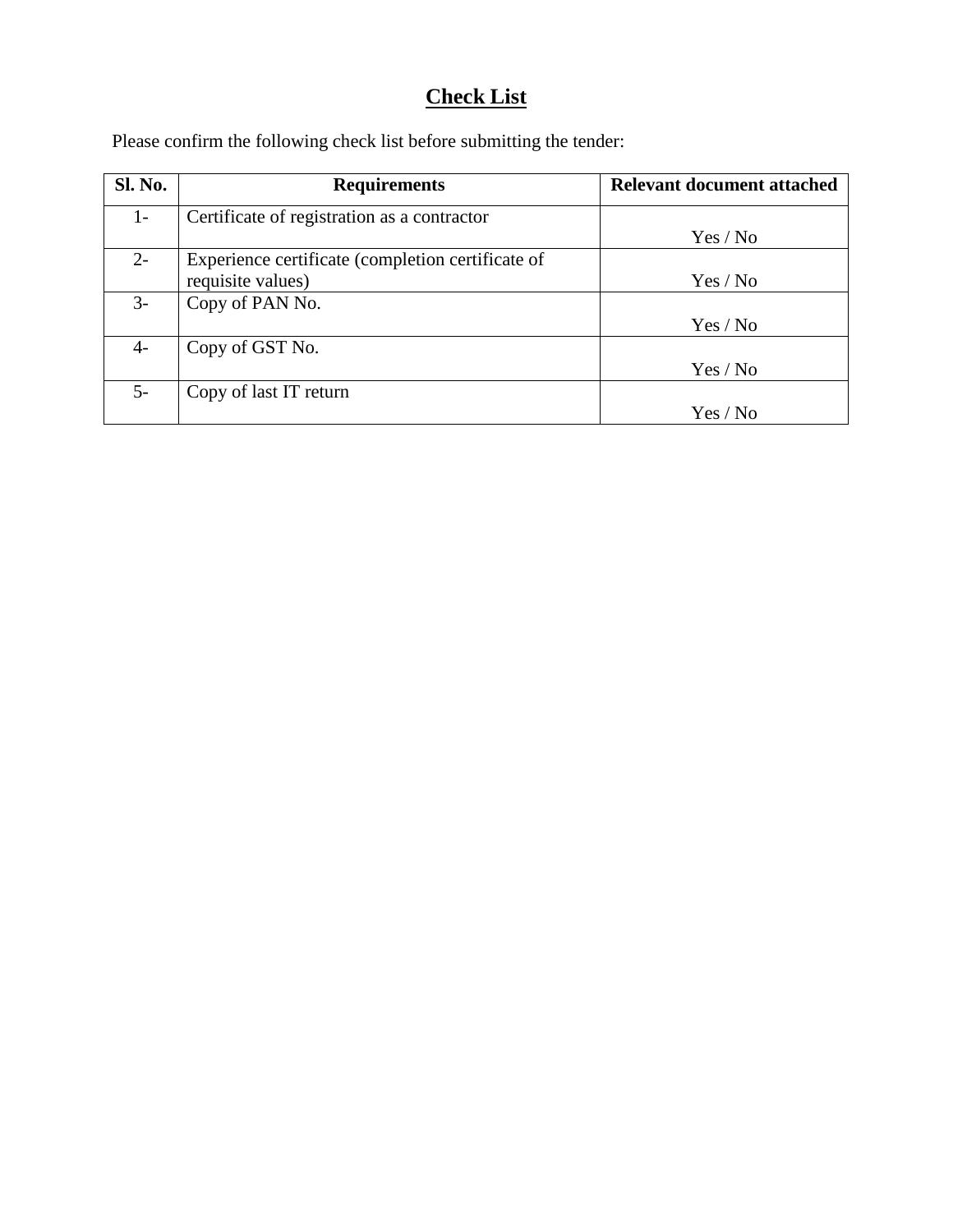# Check List

Please confirm the following check list before submitting the tender:

| Sl. No. | Requirements | Relevant document attached |
|---|---|---|
| 1- | Certificate of registration as a contractor | Yes / No |
| 2- | Experience certificate (completion certificate of requisite values) | Yes / No |
| 3- | Copy of PAN No. | Yes / No |
| 4- | Copy of GST No. | Yes / No |
| 5- | Copy of last IT return | Yes / No |